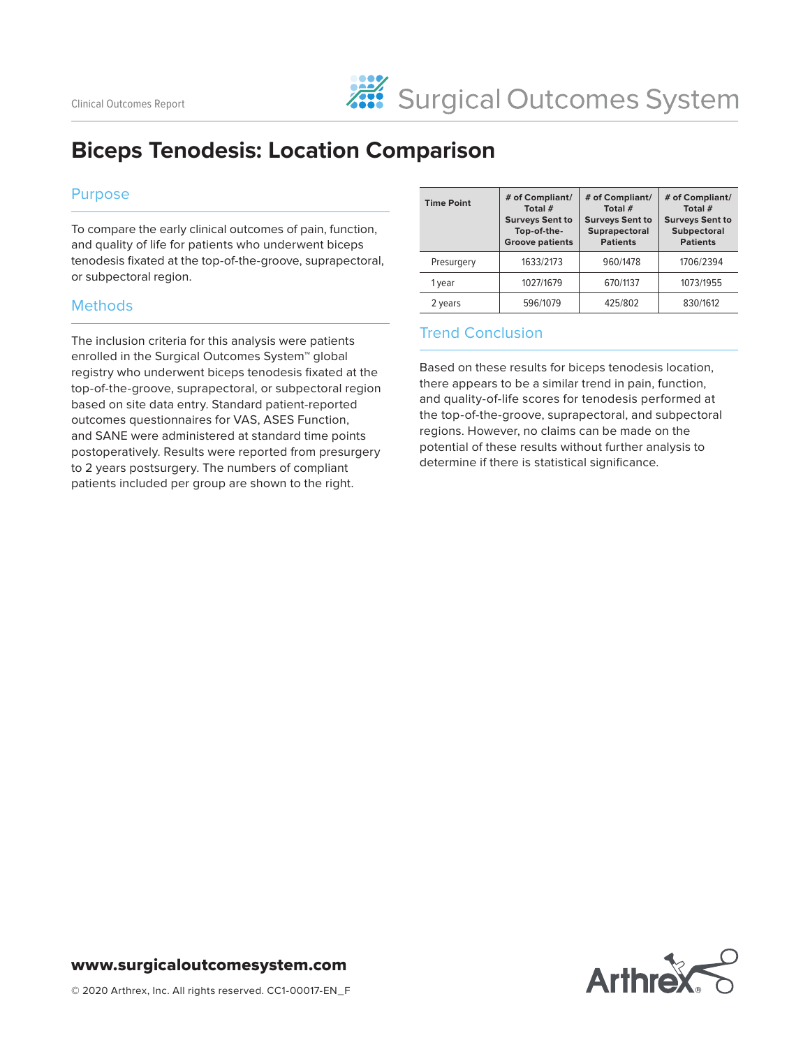Clinical Outcomes Report

Surgical Outcomes System

# Biceps Tenodesis: Location Comparison

## Purpose

To compare the early clinical outcomes of pain, function, and quality of life for patients who underwent biceps tenodesis fixated at the top-of-the-groove, suprapectoral, or subpectoral region.

## Methods

The inclusion criteria for this analysis were patients enrolled in the Surgical Outcomes System™ global registry who underwent biceps tenodesis fixated at the top-of-the-groove, suprapectoral, or subpectoral region based on site data entry. Standard patient-reported outcomes questionnaires for VAS, ASES Function, and SANE were administered at standard time points postoperatively. Results were reported from presurgery to 2 years postsurgery. The numbers of compliant patients included per group are shown to the right.

| Time Point | # of Compliant/ Total # Surveys Sent to Top-of-the-Groove patients | # of Compliant/ Total # Surveys Sent to Suprapectoral Patients | # of Compliant/ Total # Surveys Sent to Subpectoral Patients |
|---|---|---|---|
| Presurgery | 1633/2173 | 960/1478 | 1706/2394 |
| 1 year | 1027/1679 | 670/1137 | 1073/1955 |
| 2 years | 596/1079 | 425/802 | 830/1612 |

## Trend Conclusion

Based on these results for biceps tenodesis location, there appears to be a similar trend in pain, function, and quality-of-life scores for tenodesis performed at the top-of-the-groove, suprapectoral, and subpectoral regions. However, no claims can be made on the potential of these results without further analysis to determine if there is statistical significance.

**www.surgicaloutcomesystem.com**

© 2020 Arthrex, Inc. All rights reserved. CC1-00017-EN_F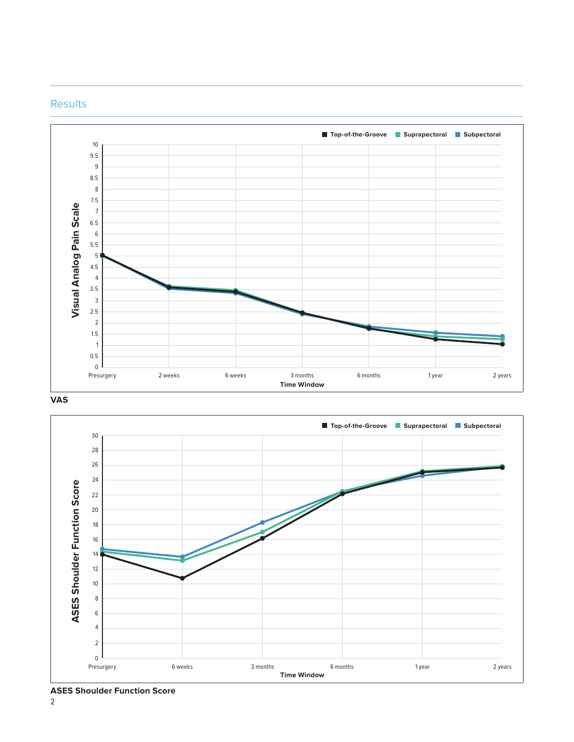## Results

VAS

ASES Shoulder Function Score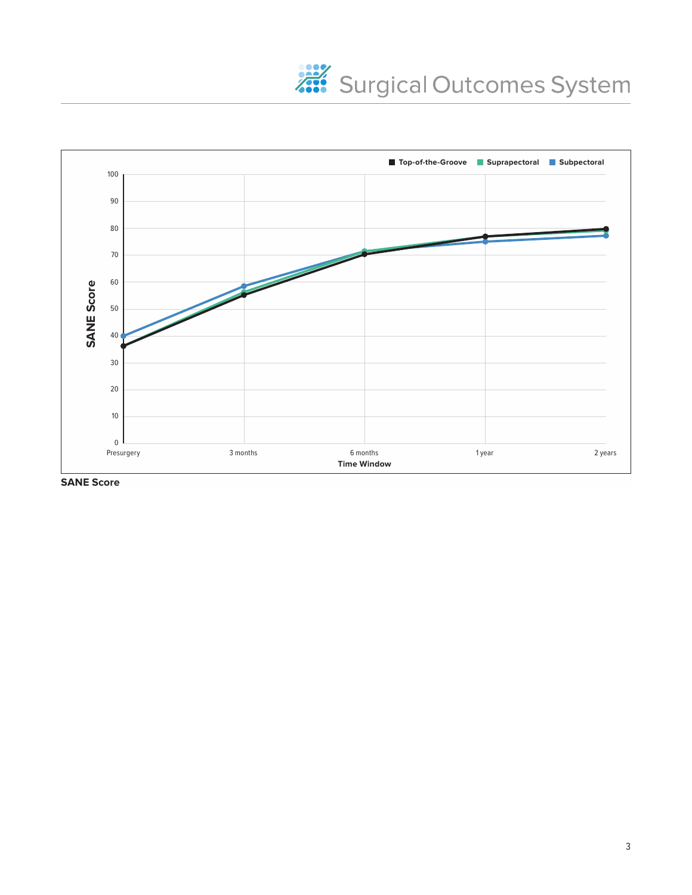Top-of-the-Groove | Suprapectoral | Subpectoral

SANE Score

Time Window

Presurgery | 3 months | 6 months | 1 year | 2 years

**SANE Score**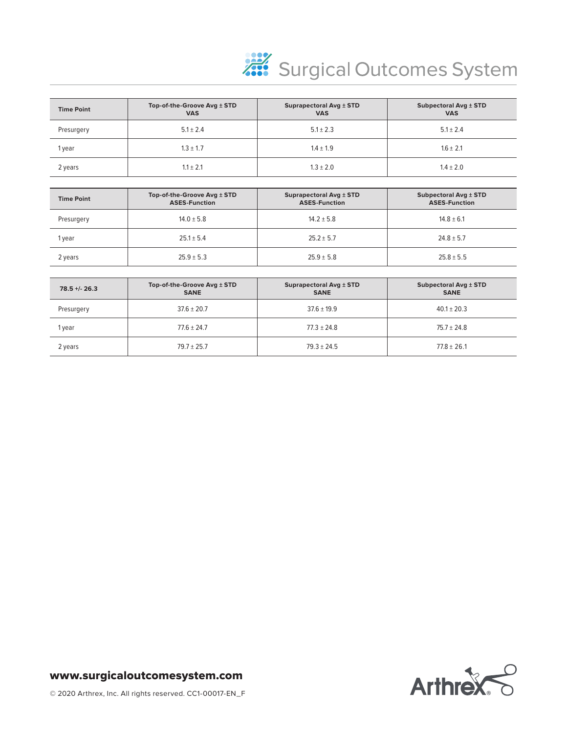# Surgical Outcomes System

| Time Point | Top-of-the-Groove Avg ± STD VAS | Suprapectoral Avg ± STD VAS | Subpectoral Avg ± STD VAS |
|---|---|---|---|
| Presurgery | 5.1 ± 2.4 | 5.1 ± 2.3 | 5.1 ± 2.4 |
| 1 year | 1.3 ± 1.7 | 1.4 ± 1.9 | 1.6 ± 2.1 |
| 2 years | 1.1 ± 2.1 | 1.3 ± 2.0 | 1.4 ± 2.0 |

| Time Point | Top-of-the-Groove Avg ± STD ASES-Function | Suprapectoral Avg ± STD ASES-Function | Subpectoral Avg ± STD ASES-Function |
|---|---|---|---|
| Presurgery | 14.0 ± 5.8 | 14.2 ± 5.8 | 14.8 ± 6.1 |
| 1 year | 25.1 ± 5.4 | 25.2 ± 5.7 | 24.8 ± 5.7 |
| 2 years | 25.9 ± 5.3 | 25.9 ± 5.8 | 25.8 ± 5.5 |

| 78.5 +/- 26.3 | Top-of-the-Groove Avg ± STD SANE | Suprapectoral Avg ± STD SANE | Subpectoral Avg ± STD SANE |
|---|---|---|---|
| Presurgery | 37.6 ± 20.7 | 37.6 ± 19.9 | 40.1 ± 20.3 |
| 1 year | 77.6 ± 24.7 | 77.3 ± 24.8 | 75.7 ± 24.8 |
| 2 years | 79.7 ± 25.7 | 79.3 ± 24.5 | 77.8 ± 26.1 |

**www.surgicaloutcomesystem.com**

© 2020 Arthrex, Inc. All rights reserved. CC1-00017-EN_F